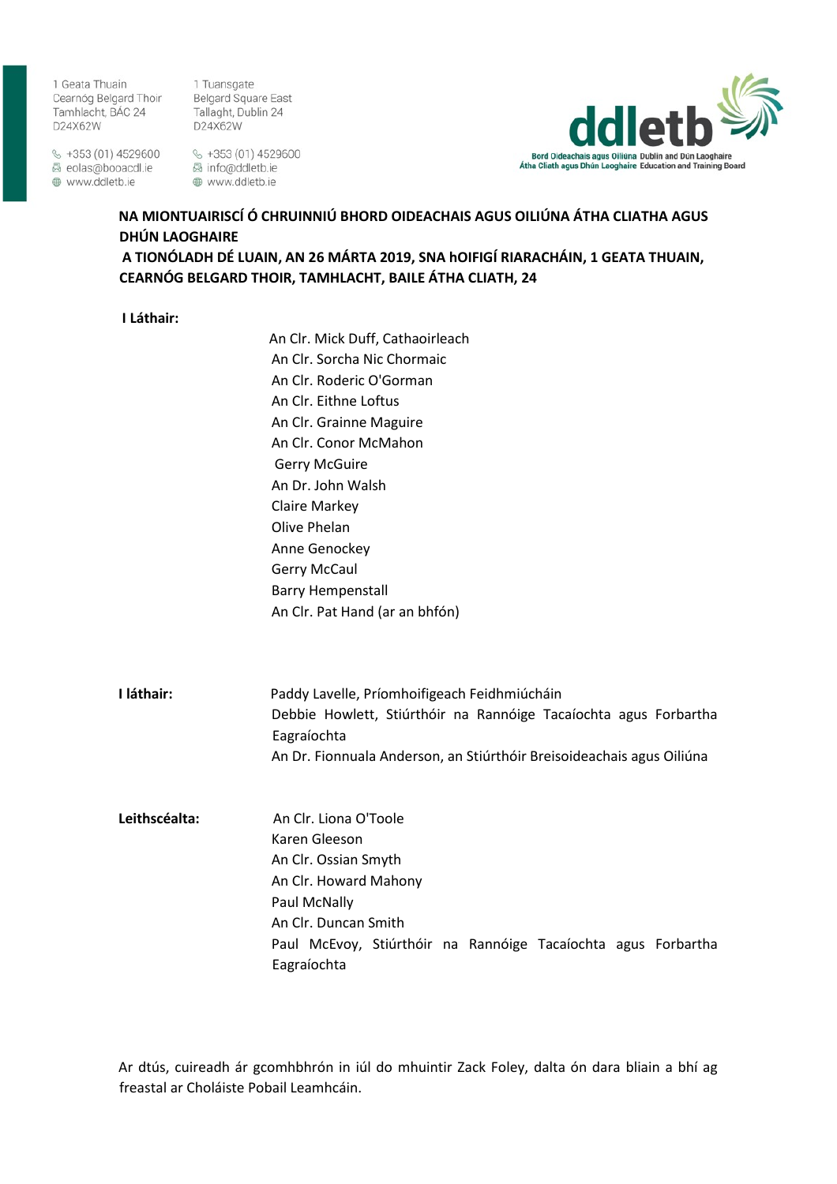1 Geata Thuain
Cearnóg Belgard Thoir
Tamhlacht, BÁC 24
D24X62W

+353 (01) 4529600
eolas@booacdl.ie
www.ddletb.ie

1 Tuansgate
Belgard Square East
Tallaght, Dublin 24
D24X62W

+353 (01) 4529600
info@ddletb.ie
www.ddletb.ie

ddletb
Bord Oideachais agus Oiliúna Átha Cliath agus Dhún Laoghaire
Dublin and Dún Laoghaire Education and Training Board

**NA MIONTUAIRISCÍ Ó CHRUINNIÚ BHORD OIDEACHAIS AGUS OILIÚNA ÁTHA CLIATHA AGUS DHÚN LAOGHAIRE**
**A TIONÓLADH DÉ LUAIN, AN 26 MÁRTA 2019, SNA hOIFIGÍ RIARACHÁIN, 1 GEATA THUAIN, CEARNÓG BELGARD THOIR, TAMHLACHT, BAILE ÁTHA CLIATH, 24**

**I Láthair:**

An Clr. Mick Duff, Cathaoirleach
An Clr. Sorcha Nic Chormaic
An Clr. Roderic O'Gorman
An Clr. Eithne Loftus
An Clr. Grainne Maguire
An Clr. Conor McMahon
Gerry McGuire
An Dr. John Walsh
Claire Markey
Olive Phelan
Anne Genockey
Gerry McCaul
Barry Hempenstall
An Clr. Pat Hand (ar an bhfón)

**I láthair:**

Paddy Lavelle, Príomhoifigeach Feidhmiúcháin
Debbie Howlett, Stiúrthóir na Rannóige Tacaíochta agus Forbartha Eagraíochta
An Dr. Fionnuala Anderson, an Stiúrthóir Breisoideachais agus Oiliúna

**Leithscéalta:**

An Clr. Liona O'Toole
Karen Gleeson
An Clr. Ossian Smyth
An Clr. Howard Mahony
Paul McNally
An Clr. Duncan Smith
Paul McEvoy, Stiúrthóir na Rannóige Tacaíochta agus Forbartha Eagraíochta

Ar dtús, cuireadh ár gcomhbhrón in iúl do mhuintir Zack Foley, dalta ón dara bliain a bhí ag freastal ar Choláiste Pobail Leamhcáin.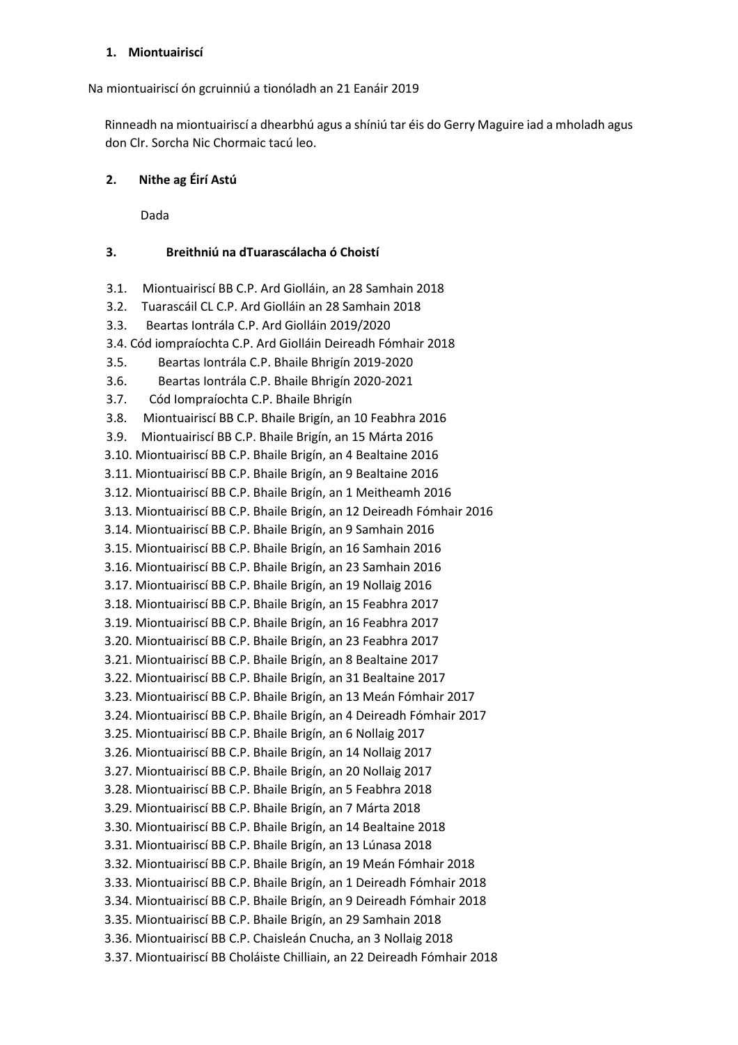## 1. Miontuairiscí

Na miontuairiscí ón gcruinniú a tionóladh an 21 Eanáir 2019

Rinneadh na miontuairiscí a dhearbhú agus a shíniú tar éis do Gerry Maguire iad a mholadh agus don Clr. Sorcha Nic Chormaic tacú leo.

## 2. Nithe ag Éirí Astú

Dada

## 3. Breithniú na dTuarascálacha ó Choistí

3.1. Miontuairiscí BB C.P. Ard Giolláin, an 28 Samhain 2018
3.2. Tuarascáil CL C.P. Ard Giolláin an 28 Samhain 2018
3.3. Beartas Iontrála C.P. Ard Giolláin 2019/2020
3.4. Cód iompraíochta C.P. Ard Giolláin Deireadh Fómhair 2018
3.5. Beartas Iontrála C.P. Bhaile Bhrigín 2019-2020
3.6. Beartas Iontrála C.P. Bhaile Bhrigín 2020-2021
3.7. Cód Iompraíochta C.P. Bhaile Bhrigín
3.8. Miontuairiscí BB C.P. Bhaile Brigín, an 10 Feabhra 2016
3.9. Miontuairiscí BB C.P. Bhaile Brigín, an 15 Márta 2016
3.10. Miontuairiscí BB C.P. Bhaile Brigín, an 4 Bealtaine 2016
3.11. Miontuairiscí BB C.P. Bhaile Brigín, an 9 Bealtaine 2016
3.12. Miontuairiscí BB C.P. Bhaile Brigín, an 1 Meitheamh 2016
3.13. Miontuairiscí BB C.P. Bhaile Brigín, an 12 Deireadh Fómhair 2016
3.14. Miontuairiscí BB C.P. Bhaile Brigín, an 9 Samhain 2016
3.15. Miontuairiscí BB C.P. Bhaile Brigín, an 16 Samhain 2016
3.16. Miontuairiscí BB C.P. Bhaile Brigín, an 23 Samhain 2016
3.17. Miontuairiscí BB C.P. Bhaile Brigín, an 19 Nollaig 2016
3.18. Miontuairiscí BB C.P. Bhaile Brigín, an 15 Feabhra 2017
3.19. Miontuairiscí BB C.P. Bhaile Brigín, an 16 Feabhra 2017
3.20. Miontuairiscí BB C.P. Bhaile Brigín, an 23 Feabhra 2017
3.21. Miontuairiscí BB C.P. Bhaile Brigín, an 8 Bealtaine 2017
3.22. Miontuairiscí BB C.P. Bhaile Brigín, an 31 Bealtaine 2017
3.23. Miontuairiscí BB C.P. Bhaile Brigín, an 13 Meán Fómhair 2017
3.24. Miontuairiscí BB C.P. Bhaile Brigín, an 4 Deireadh Fómhair 2017
3.25. Miontuairiscí BB C.P. Bhaile Brigín, an 6 Nollaig 2017
3.26. Miontuairiscí BB C.P. Bhaile Brigín, an 14 Nollaig 2017
3.27. Miontuairiscí BB C.P. Bhaile Brigín, an 20 Nollaig 2017
3.28. Miontuairiscí BB C.P. Bhaile Brigín, an 5 Feabhra 2018
3.29. Miontuairiscí BB C.P. Bhaile Brigín, an 7 Márta 2018
3.30. Miontuairiscí BB C.P. Bhaile Brigín, an 14 Bealtaine 2018
3.31. Miontuairiscí BB C.P. Bhaile Brigín, an 13 Lúnasa 2018
3.32. Miontuairiscí BB C.P. Bhaile Brigín, an 19 Meán Fómhair 2018
3.33. Miontuairiscí BB C.P. Bhaile Brigín, an 1 Deireadh Fómhair 2018
3.34. Miontuairiscí BB C.P. Bhaile Brigín, an 9 Deireadh Fómhair 2018
3.35. Miontuairiscí BB C.P. Bhaile Brigín, an 29 Samhain 2018
3.36. Miontuairiscí BB C.P. Chaisleán Cnucha, an 3 Nollaig 2018
3.37. Miontuairiscí BB Choláiste Chilliain, an 22 Deireadh Fómhair 2018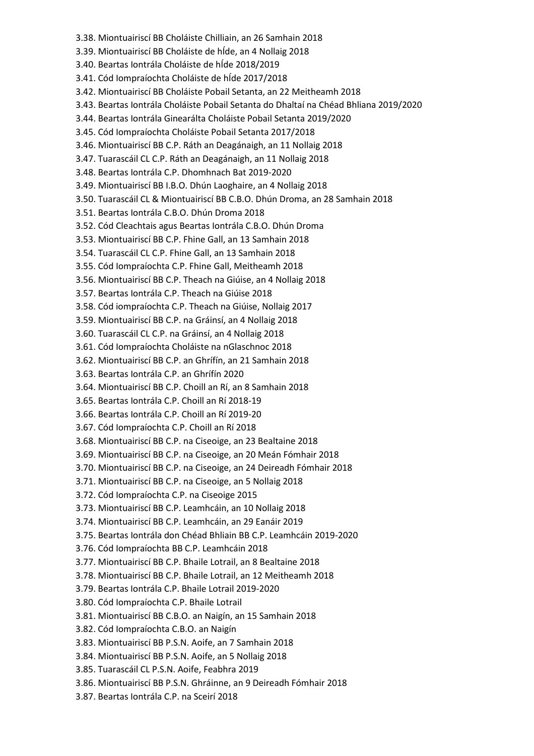3.38. Miontuairiscí BB Choláiste Chilliain, an 26 Samhain 2018
3.39. Miontuairiscí BB Choláiste de hÍde, an 4 Nollaig 2018
3.40. Beartas Iontrála Choláiste de hÍde 2018/2019
3.41. Cód Iompraíochta Choláiste de hÍde 2017/2018
3.42. Miontuairiscí BB Choláiste Pobail Setanta, an 22 Meitheamh 2018
3.43. Beartas Iontrála Choláiste Pobail Setanta do Dhaltaí na Chéad Bhliana 2019/2020
3.44. Beartas Iontrála Ginearálta Choláiste Pobail Setanta 2019/2020
3.45. Cód Iompraíochta Choláiste Pobail Setanta 2017/2018
3.46. Miontuairiscí BB C.P. Ráth an Deagánaigh, an 11 Nollaig 2018
3.47. Tuarascáil CL C.P. Ráth an Deagánaigh, an 11 Nollaig 2018
3.48. Beartas Iontrála C.P. Dhomhnach Bat 2019-2020
3.49. Miontuairiscí BB I.B.O. Dhún Laoghaire, an 4 Nollaig 2018
3.50. Tuarascáil CL & Miontuairiscí BB C.B.O. Dhún Droma, an 28 Samhain 2018
3.51. Beartas Iontrála C.B.O. Dhún Droma 2018
3.52. Cód Cleachtais agus Beartas Iontrála C.B.O. Dhún Droma
3.53. Miontuairiscí BB C.P. Fhine Gall, an 13 Samhain 2018
3.54. Tuarascáil CL C.P. Fhine Gall, an 13 Samhain 2018
3.55. Cód Iompraíochta C.P. Fhine Gall, Meitheamh 2018
3.56. Miontuairiscí BB C.P. Theach na Giúise, an 4 Nollaig 2018
3.57. Beartas Iontrála C.P. Theach na Giúise 2018
3.58. Cód iompraíochta C.P. Theach na Giúise, Nollaig 2017
3.59. Miontuairiscí BB C.P. na Gráinsí, an 4 Nollaig 2018
3.60. Tuarascáil CL C.P. na Gráinsí, an 4 Nollaig 2018
3.61. Cód Iompraíochta Choláiste na nGlaschnoc 2018
3.62. Miontuairiscí BB C.P. an Ghrífín, an 21 Samhain 2018
3.63. Beartas Iontrála C.P. an Ghrífín 2020
3.64. Miontuairiscí BB C.P. Choill an Rí, an 8 Samhain 2018
3.65. Beartas Iontrála C.P. Choill an Rí 2018-19
3.66. Beartas Iontrála C.P. Choill an Rí 2019-20
3.67. Cód Iompraíochta C.P. Choill an Rí 2018
3.68. Miontuairiscí BB C.P. na Ciseoige, an 23 Bealtaine 2018
3.69. Miontuairiscí BB C.P. na Ciseoige, an 20 Meán Fómhair 2018
3.70. Miontuairiscí BB C.P. na Ciseoige, an 24 Deireadh Fómhair 2018
3.71. Miontuairiscí BB C.P. na Ciseoige, an 5 Nollaig 2018
3.72. Cód Iompraíochta C.P. na Ciseoige 2015
3.73. Miontuairiscí BB C.P. Leamhcáin, an 10 Nollaig 2018
3.74. Miontuairiscí BB C.P. Leamhcáin, an 29 Eanáir 2019
3.75. Beartas Iontrála don Chéad Bhliain BB C.P. Leamhcáin 2019-2020
3.76. Cód Iompraíochta BB C.P. Leamhcáin 2018
3.77. Miontuairiscí BB C.P. Bhaile Lotrail, an 8 Bealtaine 2018
3.78. Miontuairiscí BB C.P. Bhaile Lotrail, an 12 Meitheamh 2018
3.79. Beartas Iontrála C.P. Bhaile Lotrail 2019-2020
3.80. Cód Iompraíochta C.P. Bhaile Lotrail
3.81. Miontuairiscí BB C.B.O. an Naigín, an 15 Samhain 2018
3.82. Cód Iompraíochta C.B.O. an Naigín
3.83. Miontuairiscí BB P.S.N. Aoife, an 7 Samhain 2018
3.84. Miontuairiscí BB P.S.N. Aoife, an 5 Nollaig 2018
3.85. Tuarascáil CL P.S.N. Aoife, Feabhra 2019
3.86. Miontuairiscí BB P.S.N. Ghráinne, an 9 Deireadh Fómhair 2018
3.87. Beartas Iontrála C.P. na Sceirí 2018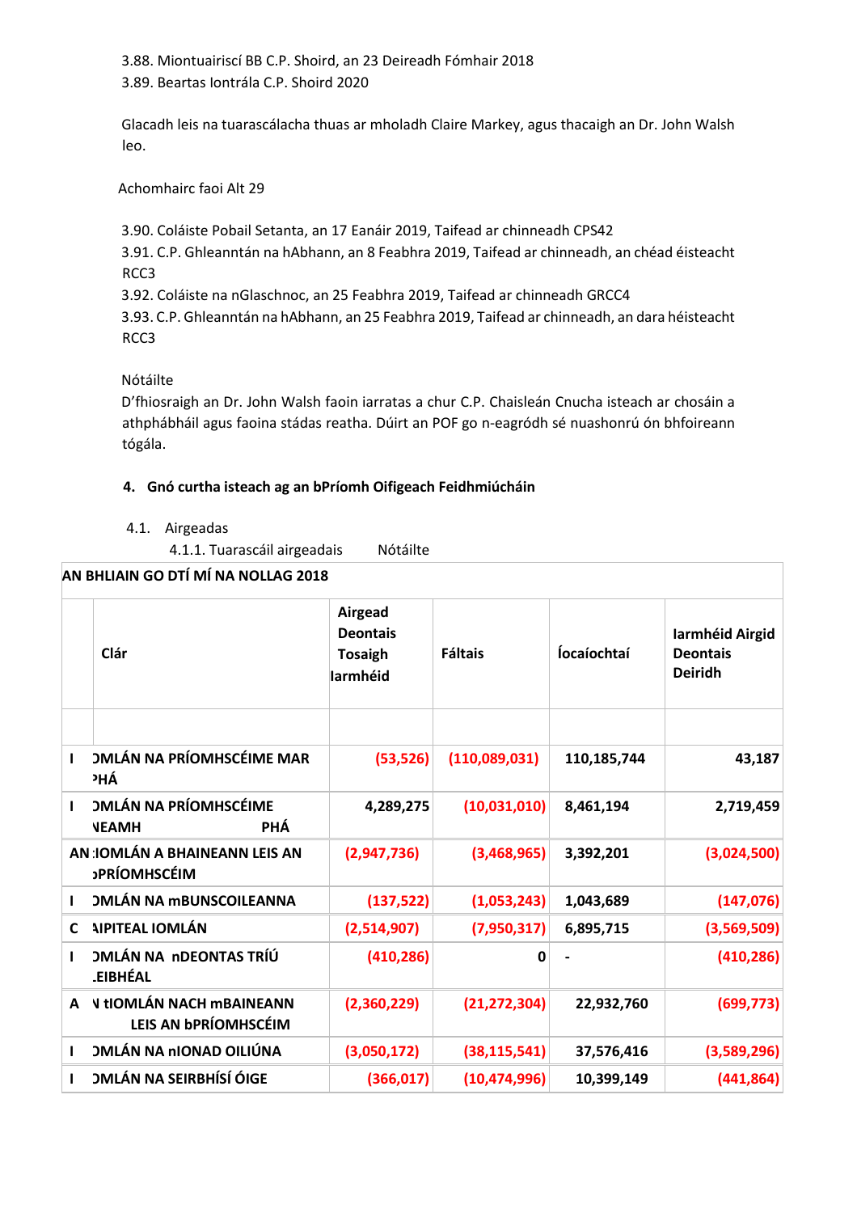3.88. Miontuairiscí BB C.P. Shoird, an 23 Deireadh Fómhair 2018
3.89. Beartas Iontrála C.P. Shoird 2020

Glacadh leis na tuarascálacha thuas ar mholadh Claire Markey, agus thacaigh an Dr. John Walsh leo.

Achomhairc faoi Alt 29

3.90. Coláiste Pobail Setanta, an 17 Eanáir 2019, Taifead ar chinneadh CPS42
3.91. C.P. Ghleanntán na hAbhann, an 8 Feabhra 2019, Taifead ar chinneadh, an chéad éisteacht RCC3
3.92. Coláiste na nGlaschnoc, an 25 Feabhra 2019, Taifead ar chinneadh GRCC4
3.93. C.P. Ghleanntán na hAbhann, an 25 Feabhra 2019, Taifead ar chinneadh, an dara héisteacht RCC3

Nótáilte
D'fhiosraigh an Dr. John Walsh faoin iarratas a chur C.P. Chaisleán Cnucha isteach ar chosáin a athphábháil agus faoina stádas reatha. Dúirt an POF go n-eagródh sé nuashonrú ón bhfoireann tógála.

**4. Gnó curtha isteach ag an bPríomh Oifigeach Feidhmiúcháin**

4.1. Airgeadas
4.1.1. Tuarascáil airgeadais Nótáilte

**AN BHLIAIN GO DTÍ MÍ NA NOLLAG 2018**

| | Clár | Airgead Deontais Tosaigh Iarmhéid | Fáltais | Íocaíochtaí | Iarmhéid Airgid Deontais Deiridh |
|---|---|---|---|---|---|
| | | | | | |
| I | OMLÁN NA PRÍOMHSCÉIME MAR PHÁ | (53,526) | (110,089,031) | 110,185,744 | 43,187 |
| I | OMLÁN NA PRÍOMHSCÉIME NEAMH PHÁ | 4,289,275 | (10,031,010) | 8,461,194 | 2,719,459 |
| AN | IOMLÁN A BHAINEANN LEIS AN bPRÍOMHSCÉIM | (2,947,736) | (3,468,965) | 3,392,201 | (3,024,500) |
| I | OMLÁN NA mBUNSCOILEANNA | (137,522) | (1,053,243) | 1,043,689 | (147,076) |
| C | AIPITEAL IOMLÁN | (2,514,907) | (7,950,317) | 6,895,715 | (3,569,509) |
| I | OMLÁN NA nDEONTAS TRÍÚ LEIBHÉAL | (410,286) | 0 | - | (410,286) |
| A | N tIOMLÁN NACH mBAINEANN LEIS AN bPRÍOMHSCÉIM | (2,360,229) | (21,272,304) | 22,932,760 | (699,773) |
| I | OMLÁN NA nIONAD OILIÚNA | (3,050,172) | (38,115,541) | 37,576,416 | (3,589,296) |
| I | OMLÁN NA SEIRBHÍSÍ ÓIGE | (366,017) | (10,474,996) | 10,399,149 | (441,864) |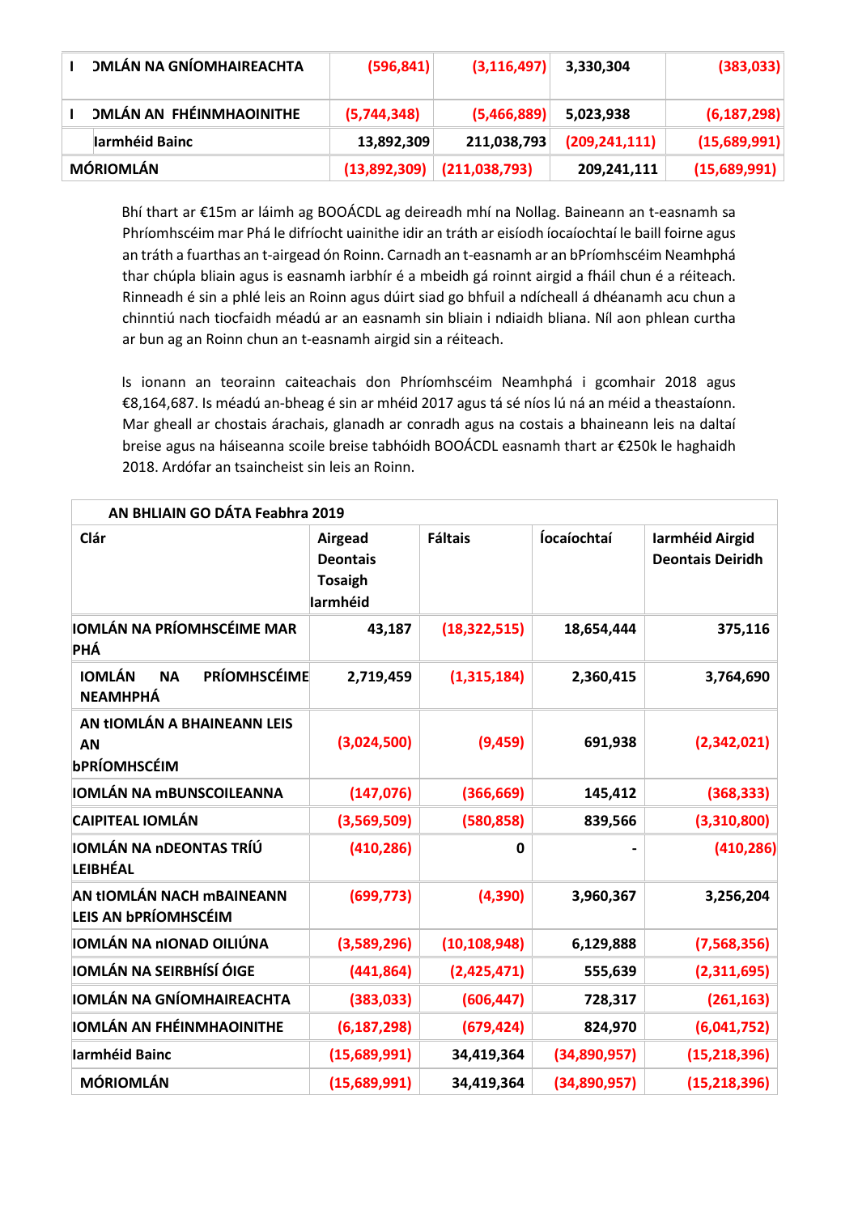| IOMLÁN NA GNÍOMHAIREACHTA | (596,841) | (3,116,497) | 3,330,304 | (383,033) |
|---|---|---|---|---|
| IOMLÁN AN FHÉINMHAOINITHE | (5,744,348) | (5,466,889) | 5,023,938 | (6,187,298) |
| Iarmhéid Bainc | 13,892,309 | 211,038,793 | (209,241,111) | (15,689,991) |
| MÓRIOMLÁN | (13,892,309) | (211,038,793) | 209,241,111 | (15,689,991) |

Bhí thart ar €15m ar láimh ag BOOÁCDL ag deireadh mhí na Nollag. Baineann an t-easnamh sa Phríomhscéim mar Phá le difríocht uainithe idir an tráth ar eisíodh íocaíochtaí le baill foirne agus an tráth a fuarthas an t-airgead ón Roinn. Carnadh an t-easnamh ar an bPríomhscéim Neamhphá thar chúpla bliain agus is easnamh iarbhír é a mbeidh gá roinnt airgid a fháil chun é a réiteach. Rinneadh é sin a phlé leis an Roinn agus dúirt siad go bhfuil a ndícheall á dhéanamh acu chun a chinntiú nach tiocfaidh méadú ar an easnamh sin bliain i ndiaidh bliana. Níl aon phlean curtha ar bun ag an Roinn chun an t-easnamh airgid sin a réiteach.

Is ionann an teorainn caiteachais don Phríomhscéim Neamhphá i gcomhair 2018 agus €8,164,687. Is méadú an-bheag é sin ar mhéid 2017 agus tá sé níos lú ná an méid a theastaíonn. Mar gheall ar chostais árachais, glanadh ar conradh agus na costais a bhaineann leis na daltaí breise agus na háiseanna scoile breise tabhóidh BOOÁCDL easnamh thart ar €250k le haghaidh 2018. Ardófar an tsaincheist sin leis an Roinn.

| AN BHLIAIN GO DÁTA Feabhra 2019 | | | | |
|---|---|---|---|---|
| Clár | Airgead Deontais Tosaigh Iarmhéid | Fáltais | Íocaíochtaí | Iarmhéid Airgid Deontais Deiridh |
| IOMLÁN NA PRÍOMHSCÉIME MAR PHÁ | 43,187 | (18,322,515) | 18,654,444 | 375,116 |
| IOMLÁN NA PRÍOMHSCÉIME NEAMHPHÁ | 2,719,459 | (1,315,184) | 2,360,415 | 3,764,690 |
| AN tIOMLÁN A BHAINEANN LEIS AN bPRÍOMHSCÉIM | (3,024,500) | (9,459) | 691,938 | (2,342,021) |
| IOMLÁN NA mBUNSCOILEANNA | (147,076) | (366,669) | 145,412 | (368,333) |
| CAIPITEAL IOMLÁN | (3,569,509) | (580,858) | 839,566 | (3,310,800) |
| IOMLÁN NA nDEONTAS TRÍÚ LEIBHÉAL | (410,286) | 0 | - | (410,286) |
| AN tIOMLÁN NACH mBAINEANN LEIS AN bPRÍOMHSCÉIM | (699,773) | (4,390) | 3,960,367 | 3,256,204 |
| IOMLÁN NA nIONAD OILIÚNA | (3,589,296) | (10,108,948) | 6,129,888 | (7,568,356) |
| IOMLÁN NA SEIRBHÍSÍ ÓIGE | (441,864) | (2,425,471) | 555,639 | (2,311,695) |
| IOMLÁN NA GNÍOMHAIREACHTA | (383,033) | (606,447) | 728,317 | (261,163) |
| IOMLÁN AN FHÉINMHAOINITHE | (6,187,298) | (679,424) | 824,970 | (6,041,752) |
| Iarmhéid Bainc | (15,689,991) | 34,419,364 | (34,890,957) | (15,218,396) |
| MÓRIOMLÁN | (15,689,991) | 34,419,364 | (34,890,957) | (15,218,396) |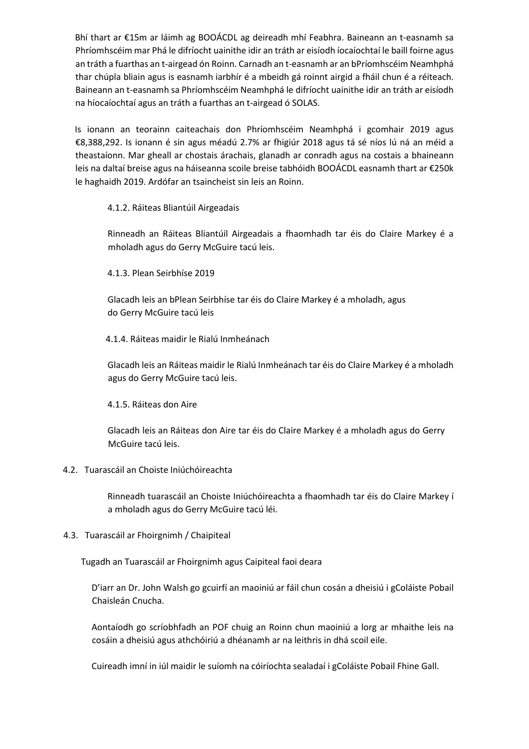Bhí thart ar €15m ar láimh ag BOOÁCDL ag deireadh mhí Feabhra. Baineann an t-easnamh sa Phríomhscéim mar Phá le difríocht uainithe idir an tráth ar eisíodh íocaíochtaí le baill foirne agus an tráth a fuarthas an t-airgead ón Roinn. Carnadh an t-easnamh ar an bPríomhscéim Neamhphá thar chúpla bliain agus is easnamh iarbhír é a mbeidh gá roinnt airgid a fháil chun é a réiteach. Baineann an t-easnamh sa Phríomhscéim Neamhphá le difríocht uainithe idir an tráth ar eisíodh na híocaíochtaí agus an tráth a fuarthas an t-airgead ó SOLAS.

Is ionann an teorainn caiteachais don Phríomhscéim Neamhphá i gcomhair 2019 agus €8,388,292. Is ionann é sin agus méadú 2.7% ar fhigiúr 2018 agus tá sé níos lú ná an méid a theastaíonn. Mar gheall ar chostais árachais, glanadh ar conradh agus na costais a bhaineann leis na daltaí breise agus na háiseanna scoile breise tabhóidh BOOÁCDL easnamh thart ar €250k le haghaidh 2019. Ardófar an tsaincheist sin leis an Roinn.

4.1.2. Ráiteas Bliantúil Airgeadais

Rinneadh an Ráiteas Bliantúil Airgeadais a fhaomhadh tar éis do Claire Markey é a mholadh agus do Gerry McGuire tacú leis.

4.1.3. Plean Seirbhíse 2019

Glacadh leis an bPlean Seirbhíse tar éis do Claire Markey é a mholadh, agus do Gerry McGuire tacú leis

4.1.4. Ráiteas maidir le Rialú Inmheánach

Glacadh leis an Ráiteas maidir le Rialú Inmheánach tar éis do Claire Markey é a mholadh agus do Gerry McGuire tacú leis.

4.1.5. Ráiteas don Aire

Glacadh leis an Ráiteas don Aire tar éis do Claire Markey é a mholadh agus do Gerry McGuire tacú leis.

4.2. Tuarascáil an Choiste Iniúchóireachta

Rinneadh tuarascáil an Choiste Iniúchóireachta a fhaomhadh tar éis do Claire Markey í a mholadh agus do Gerry McGuire tacú léi.

4.3. Tuarascáil ar Fhoirgnimh / Chaipiteal

Tugadh an Tuarascáil ar Fhoirgnimh agus Caipiteal faoi deara

D'iarr an Dr. John Walsh go gcuirfí an maoiniú ar fáil chun cosán a dheisiú i gColáiste Pobail Chaisleán Cnucha.

Aontaíodh go scríobhfadh an POF chuig an Roinn chun maoiniú a lorg ar mhaithe leis na cosáin a dheisiú agus athchóiriú a dhéanamh ar na leithris in dhá scoil eile.

Cuireadh imní in iúl maidir le suíomh na cóiríochta sealadaí i gColáiste Pobail Fhine Gall.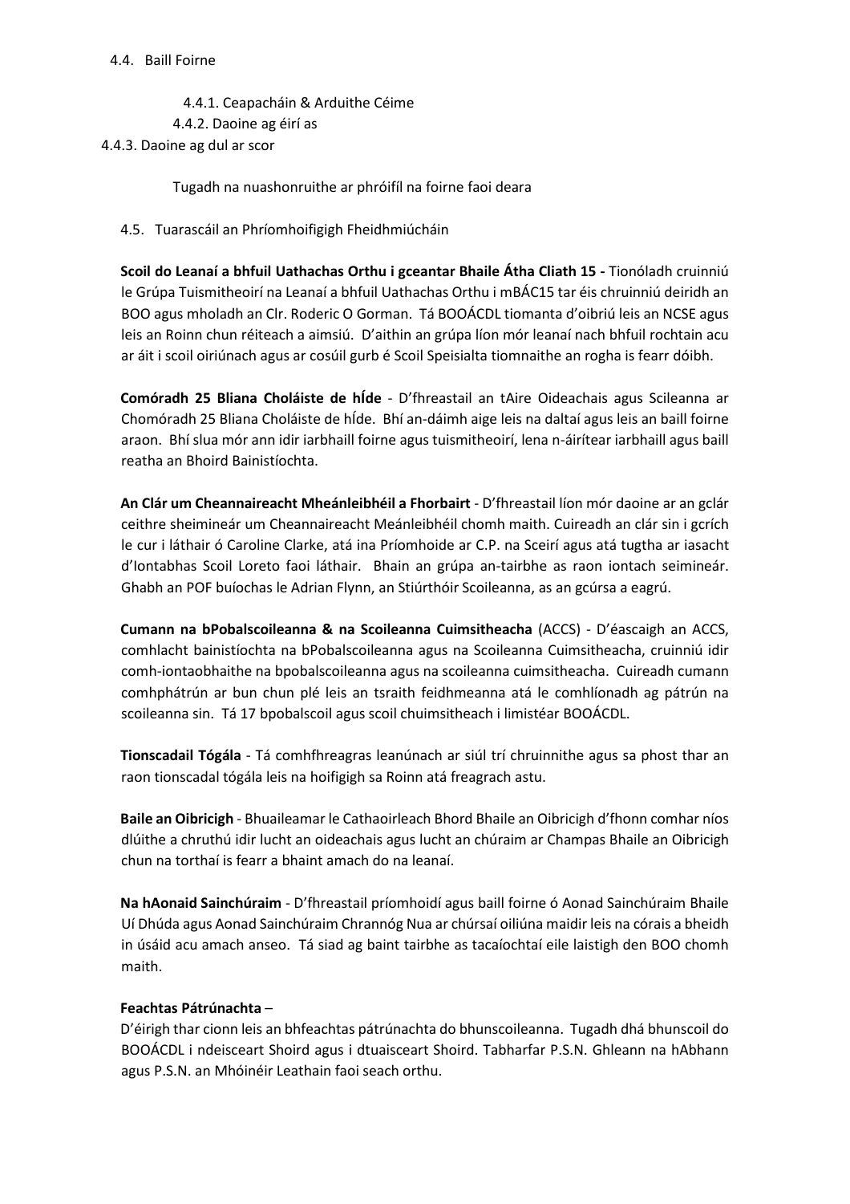4.4. Baill Foirne

4.4.1. Ceapacháin & Arduithe Céime

4.4.2. Daoine ag éirí as

4.4.3. Daoine ag dul ar scor

Tugadh na nuashonruithe ar phróifíl na foirne faoi deara

4.5. Tuarascáil an Phríomhoifigigh Fheidhmiúcháin

**Scoil do Leanaí a bhfuil Uathachas Orthu i gceantar Bhaile Átha Cliath 15 -** Tionóladh cruinniú le Grúpa Tuismitheoirí na Leanaí a bhfuil Uathachas Orthu i mBÁC15 tar éis chruinniú deiridh an BOO agus mholadh an Clr. Roderic O Gorman. Tá BOOÁCDL tiomanta d'oibriú leis an NCSE agus leis an Roinn chun réiteach a aimsiú. D'aithin an grúpa líon mór leanaí nach bhfuil rochtain acu ar áit i scoil oiriúnach agus ar cosúil gurb é Scoil Speisialta tiomnaithe an rogha is fearr dóibh.

**Comóradh 25 Bliana Choláiste de hÍde** - D'fhreastail an tAire Oideachais agus Scileanna ar Chomóradh 25 Bliana Choláiste de hÍde. Bhí an-dáimh aige leis na daltaí agus leis an baill foirne araon. Bhí slua mór ann idir iarbhaill foirne agus tuismitheoirí, lena n-áirítear iarbhaill agus baill reatha an Bhoird Bainistíochta.

**An Clár um Cheannaireacht Mheánleibhéil a Fhorbairt** - D'fhreastail líon mór daoine ar an gclár ceithre sheimineár um Cheannaireacht Meánleibhéil chomh maith. Cuireadh an clár sin i gcrích le cur i láthair ó Caroline Clarke, atá ina Príomhoide ar C.P. na Sceirí agus atá tugtha ar iasacht d'Iontabhas Scoil Loreto faoi láthair. Bhain an grúpa an-tairbhe as raon iontach seimineár. Ghabh an POF buíochas le Adrian Flynn, an Stiúrthóir Scoileanna, as an gcúrsa a eagrú.

**Cumann na bPobalscoileanna & na Scoileanna Cuimsitheacha** (ACCS) - D'éascaigh an ACCS, comhlacht bainistíochta na bPobalscoileanna agus na Scoileanna Cuimsitheacha, cruinniú idir comh-iontaobhaithe na bpobalscoileanna agus na scoileanna cuimsitheacha. Cuireadh cumann comhphátrún ar bun chun plé leis an tsraith feidhmeanna atá le comhlíonadh ag pátrún na scoileanna sin. Tá 17 bpobalscoil agus scoil chuimsitheach i limistéar BOOÁCDL.

**Tionscadail Tógála** - Tá comhfhreagras leanúnach ar siúl trí chruinnithe agus sa phost thar an raon tionscadal tógála leis na hoifigigh sa Roinn atá freagrach astu.

**Baile an Oibricigh** - Bhuaileamar le Cathaoirleach Bhord Bhaile an Oibricigh d'fhonn comhar níos dlúithe a chruthú idir lucht an oideachais agus lucht an chúraim ar Champas Bhaile an Oibricigh chun na torthaí is fearr a bhaint amach do na leanaí.

**Na hAonaid Sainchúraim** - D'fhreastail príomhoidí agus baill foirne ó Aonad Sainchúraim Bhaile Uí Dhúda agus Aonad Sainchúraim Chrannóg Nua ar chúrsaí oiliúna maidir leis na córais a bheidh in úsáid acu amach anseo. Tá siad ag baint tairbhe as tacaíochtaí eile laistigh den BOO chomh maith.

**Feachtas Pátrúnachta** –
D'éirigh thar cionn leis an bhfeachtas pátrúnachta do bhunscoileanna. Tugadh dhá bhunscoil do BOOÁCDL i ndeisceart Shoird agus i dtuaisceart Shoird. Tabharfar P.S.N. Ghleann na hAbhann agus P.S.N. an Mhóinéir Leathain faoi seach orthu.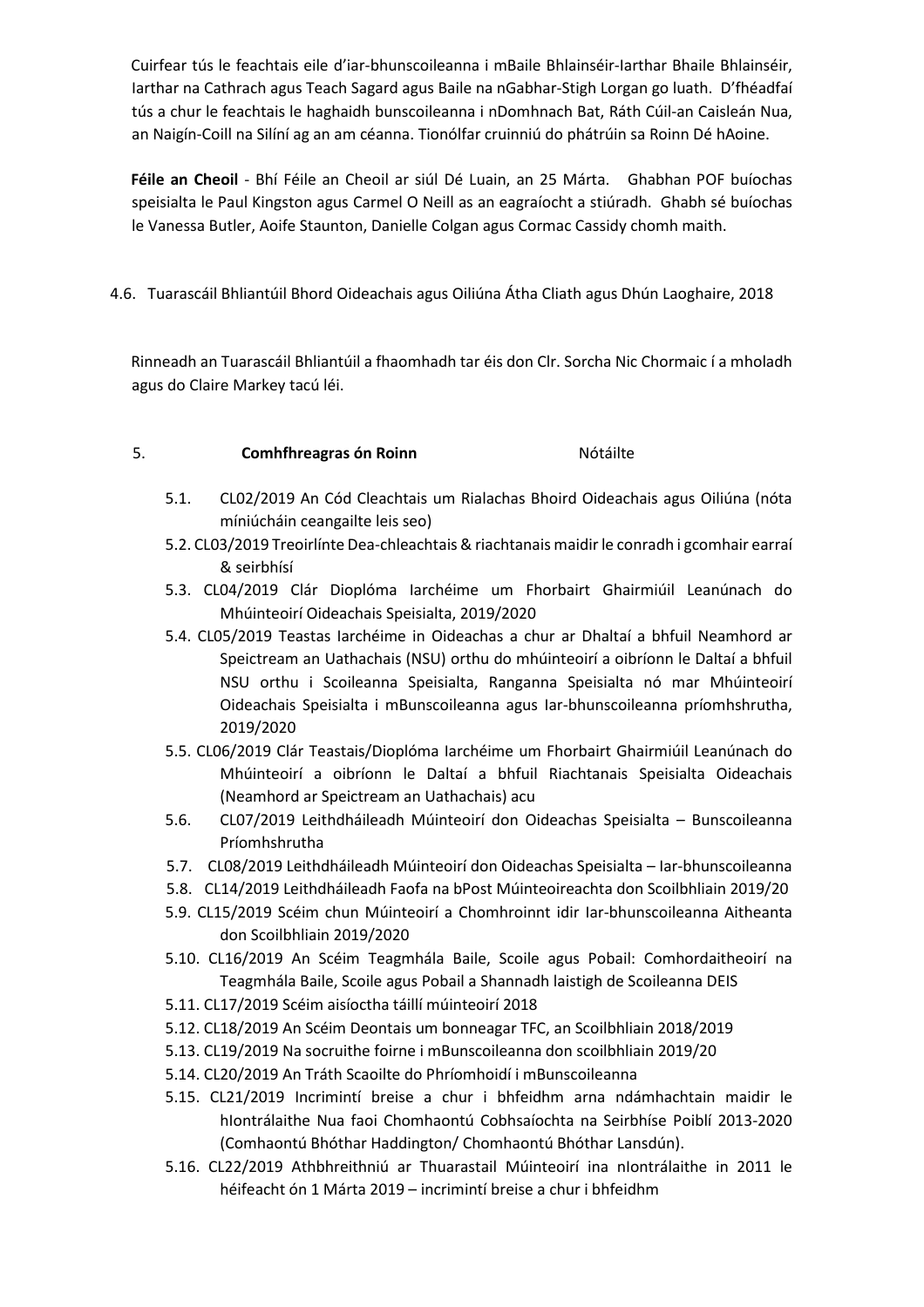Cuirfear tús le feachtais eile d'iar-bhunscoileanna i mBaile Bhlainséir-Iarthar Bhaile Bhlainséir, Iarthar na Cathrach agus Teach Sagard agus Baile na nGabhar-Stigh Lorgan go luath. D'fhéadfaí tús a chur le feachtais le haghaidh bunscoileanna i nDomhnach Bat, Ráth Cúil-an Caisleán Nua, an Naigín-Coill na Silíní ag an am céanna. Tionólfar cruinniú do phátrúin sa Roinn Dé hAoine.

**Féile an Cheoil** - Bhí Féile an Cheoil ar siúl Dé Luain, an 25 Márta. Ghabhan POF buíochas speisialta le Paul Kingston agus Carmel O Neill as an eagraíocht a stiúradh. Ghabh sé buíochas le Vanessa Butler, Aoife Staunton, Danielle Colgan agus Cormac Cassidy chomh maith.

4.6. Tuarascáil Bhliantúil Bhord Oideachais agus Oiliúna Átha Cliath agus Dhún Laoghaire, 2018

Rinneadh an Tuarascáil Bhliantúil a fhaomhadh tar éis don Clr. Sorcha Nic Chormaic í a mholadh agus do Claire Markey tacú léi.

5. **Comhfhreagras ón Roinn** Nótáilte

- 5.1. CL02/2019 An Cód Cleachtais um Rialachas Bhoird Oideachais agus Oiliúna (nóta míniúcháin ceangailte leis seo)
- 5.2. CL03/2019 Treoirlínte Dea-chleachtais & riachtanais maidir le conradh i gcomhair earraí & seirbhísí
- 5.3. CL04/2019 Clár Dioplóma Iarchéime um Fhorbairt Ghairmiúil Leanúnach do Mhúinteoirí Oideachais Speisialta, 2019/2020
- 5.4. CL05/2019 Teastas Iarchéime in Oideachas a chur ar Dhaltaí a bhfuil Neamhord ar Speictream an Uathachais (NSU) orthu do mhúinteoirí a oibríonn le Daltaí a bhfuil NSU orthu i Scoileanna Speisialta, Ranganna Speisialta nó mar Mhúinteoirí Oideachais Speisialta i mBunscoileanna agus Iar-bhunscoileanna príomhshrutha, 2019/2020
- 5.5. CL06/2019 Clár Teastais/Dioplóma Iarchéime um Fhorbairt Ghairmiúil Leanúnach do Mhúinteoirí a oibríonn le Daltaí a bhfuil Riachtanais Speisialta Oideachais (Neamhord ar Speictream an Uathachais) acu
- 5.6. CL07/2019 Leithdháileadh Múinteoirí don Oideachas Speisialta – Bunscoileanna Príomhshrutha
- 5.7. CL08/2019 Leithdháileadh Múinteoirí don Oideachas Speisialta – Iar-bhunscoileanna
- 5.8. CL14/2019 Leithdháileadh Faofa na bPost Múinteoireachta don Scoilbhliain 2019/20
- 5.9. CL15/2019 Scéim chun Múinteoirí a Chomhroinnt idir Iar-bhunscoileanna Aitheanta don Scoilbhliain 2019/2020
- 5.10. CL16/2019 An Scéim Teagmhála Baile, Scoile agus Pobail: Comhordaitheoirí na Teagmhála Baile, Scoile agus Pobail a Shannadh laistigh de Scoileanna DEIS
- 5.11. CL17/2019 Scéim aisíoctha táillí múinteoirí 2018
- 5.12. CL18/2019 An Scéim Deontais um bonneagar TFC, an Scoilbhliain 2018/2019
- 5.13. CL19/2019 Na socruithe foirne i mBunscoileanna don scoilbhliain 2019/20
- 5.14. CL20/2019 An Tráth Scaoilte do Phríomhoidí i mBunscoileanna
- 5.15. CL21/2019 Incrimintí breise a chur i bhfeidhm arna ndámhachtain maidir le hIontrálaithe Nua faoi Chomhaontú Cobhsaíochta na Seirbhíse Poiblí 2013-2020 (Comhaontú Bhóthar Haddington/ Chomhaontú Bhóthar Lansdún).
- 5.16. CL22/2019 Athbhreithniú ar Thuarastail Múinteoirí ina nIontrálaithe in 2011 le héifeacht ón 1 Márta 2019 – incrimintí breise a chur i bhfeidhm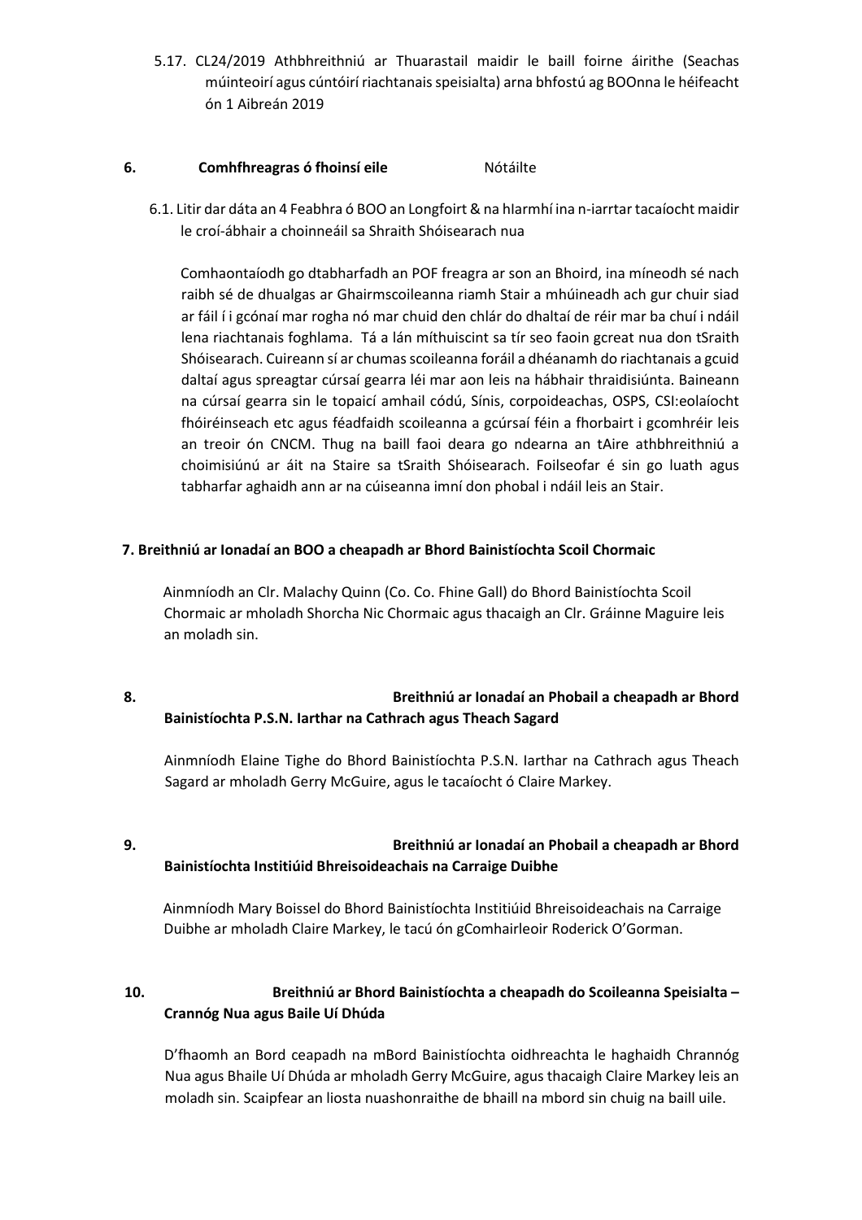5.17. CL24/2019 Athbhreithniú ar Thuarastail maidir le baill foirne áirithe (Seachas múinteoirí agus cúntóirí riachtanais speisialta) arna bhfostú ag BOOnna le héifeacht ón 1 Aibreán 2019

**6. Comhfhreagras ó fhoinsí eile** Nótáilte

6.1. Litir dar dáta an 4 Feabhra ó BOO an Longfoirt & na hIarmhí ina n-iarrtar tacaíocht maidir le croí-ábhair a choinneáil sa Shraith Shóisearach nua

Comhaontaíodh go dtabharfadh an POF freagra ar son an Bhoird, ina míneodh sé nach raibh sé de dhualgas ar Ghairmscoileanna riamh Stair a mhúineadh ach gur chuir siad ar fáil í i gcónaí mar rogha nó mar chuid den chlár do dhaltaí de réir mar ba chuí i ndáil lena riachtanais foghlama. Tá a lán míthuiscint sa tír seo faoin gcreat nua don tSraith Shóisearach. Cuireann sí ar chumas scoileanna foráil a dhéanamh do riachtanais a gcuid daltaí agus spreagtar cúrsaí gearra léi mar aon leis na hábhair thraidisiúnta. Baineann na cúrsaí gearra sin le topaicí amhail códú, Sínis, corpoideachas, OSPS, CSI:eolaíocht fhóiréinseach etc agus féadfaidh scoileanna a gcúrsaí féin a fhorbairt i gcomhréir leis an treoir ón CNCM. Thug na baill faoi deara go ndearna an tAire athbhreithniú a choimisiúnú ar áit na Staire sa tSraith Shóisearach. Foilseofar é sin go luath agus tabharfar aghaidh ann ar na cúiseanna imní don phobal i ndáil leis an Stair.

**7. Breithniú ar Ionadaí an BOO a cheapadh ar Bhord Bainistíochta Scoil Chormaic**

Ainmníodh an Clr. Malachy Quinn (Co. Co. Fhine Gall) do Bhord Bainistíochta Scoil Chormaic ar mholadh Shorcha Nic Chormaic agus thacaigh an Clr. Gráinne Maguire leis an moladh sin.

**8. Breithniú ar Ionadaí an Phobail a cheapadh ar Bhord Bainistíochta P.S.N. Iarthar na Cathrach agus Theach Sagard**

Ainmníodh Elaine Tighe do Bhord Bainistíochta P.S.N. Iarthar na Cathrach agus Theach Sagard ar mholadh Gerry McGuire, agus le tacaíocht ó Claire Markey.

**9. Breithniú ar Ionadaí an Phobail a cheapadh ar Bhord Bainistíochta Institiúid Bhreisoideachais na Carraige Duibhe**

Ainmníodh Mary Boissel do Bhord Bainistíochta Institiúid Bhreisoideachais na Carraige Duibhe ar mholadh Claire Markey, le tacú ón gComhairleoir Roderick O'Gorman.

**10. Breithniú ar Bhord Bainistíochta a cheapadh do Scoileanna Speisialta – Crannóg Nua agus Baile Uí Dhúda**

D'fhaomh an Bord ceapadh na mBord Bainistíochta oidhreachta le haghaidh Chrannóg Nua agus Bhaile Uí Dhúda ar mholadh Gerry McGuire, agus thacaigh Claire Markey leis an moladh sin. Scaipfear an liosta nuashonraithe de bhaill na mbord sin chuig na baill uile.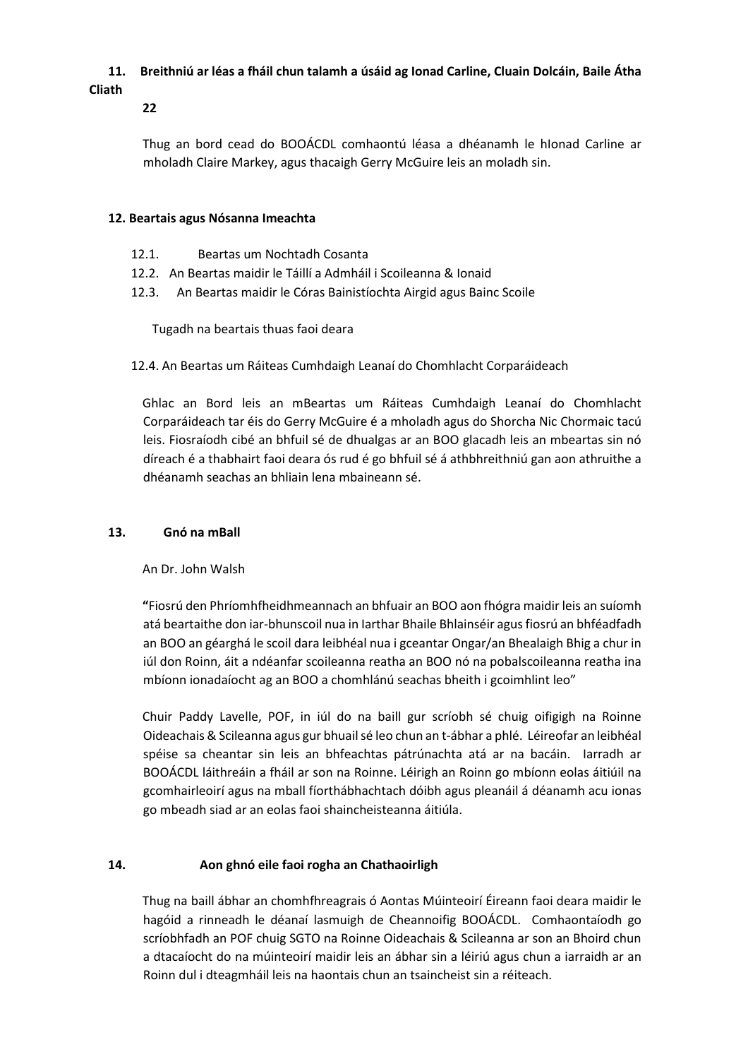**11. Breithniú ar léas a fháil chun talamh a úsáid ag Ionad Carline, Cluain Dolcáin, Baile Átha Cliath**

**22**

Thug an bord cead do BOOÁCDL comhaontú léasa a dhéanamh le hIonad Carline ar mholadh Claire Markey, agus thacaigh Gerry McGuire leis an moladh sin.

**12. Beartais agus Nósanna Imeachta**

12.1. Beartas um Nochtadh Cosanta
12.2. An Beartas maidir le Táillí a Admháil i Scoileanna & Ionaid
12.3. An Beartas maidir le Córas Bainistíochta Airgid agus Bainc Scoile

Tugadh na beartais thuas faoi deara

12.4. An Beartas um Ráiteas Cumhdaigh Leanaí do Chomhlacht Corparáideach

Ghlac an Bord leis an mBeartas um Ráiteas Cumhdaigh Leanaí do Chomhlacht Corparáideach tar éis do Gerry McGuire é a mholadh agus do Shorcha Nic Chormaic tacú leis. Fiosraíodh cibé an bhfuil sé de dhualgas ar an BOO glacadh leis an mbeartas sin nó díreach é a thabhairt faoi deara ós rud é go bhfuil sé á athbhreithniú gan aon athruithe a dhéanamh seachas an bhliain lena mbaineann sé.

**13. Gnó na mBall**

An Dr. John Walsh

**"**Fiosrú den Phríomhfheidhmeannach an bhfuair an BOO aon fhógra maidir leis an suíomh atá beartaithe don iar-bhunscoil nua in Iarthar Bhaile Bhlainséir agus fiosrú an bhféadfadh an BOO an géarghá le scoil dara leibhéal nua i gceantar Ongar/an Bhealaigh Bhig a chur in iúl don Roinn, áit a ndéanfar scoileanna reatha an BOO nó na pobalscoileanna reatha ina mbíonn ionadaíocht ag an BOO a chomhlánú seachas bheith i gcoimhlint leo"

Chuir Paddy Lavelle, POF, in iúl do na baill gur scríobh sé chuig oifigigh na Roinne Oideachais & Scileanna agus gur bhuail sé leo chun an t-ábhar a phlé. Léireofar an leibhéal spéise sa cheantar sin leis an bhfeachtas pátrúnachta atá ar na bacáin. Iarradh ar BOOÁCDL láithreáin a fháil ar son na Roinne. Léirigh an Roinn go mbíonn eolas áitiúil na gcomhairleoirí agus na mball fíorthábhachtach dóibh agus pleanáil á déanamh acu ionas go mbeadh siad ar an eolas faoi shaincheisteanna áitiúla.

**14. Aon ghnó eile faoi rogha an Chathaoirligh**

Thug na baill ábhar an chomhfhreagrais ó Aontas Múinteoirí Éireann faoi deara maidir le hagóid a rinneadh le déanaí lasmuigh de Cheannoifig BOOÁCDL. Comhaontaíodh go scríobhfadh an POF chuig SGTO na Roinne Oideachais & Scileanna ar son an Bhoird chun a dtacaíocht do na múinteoirí maidir leis an ábhar sin a léiriú agus chun a iarraidh ar an Roinn dul i dteagmháil leis na haontais chun an tsaincheist sin a réiteach.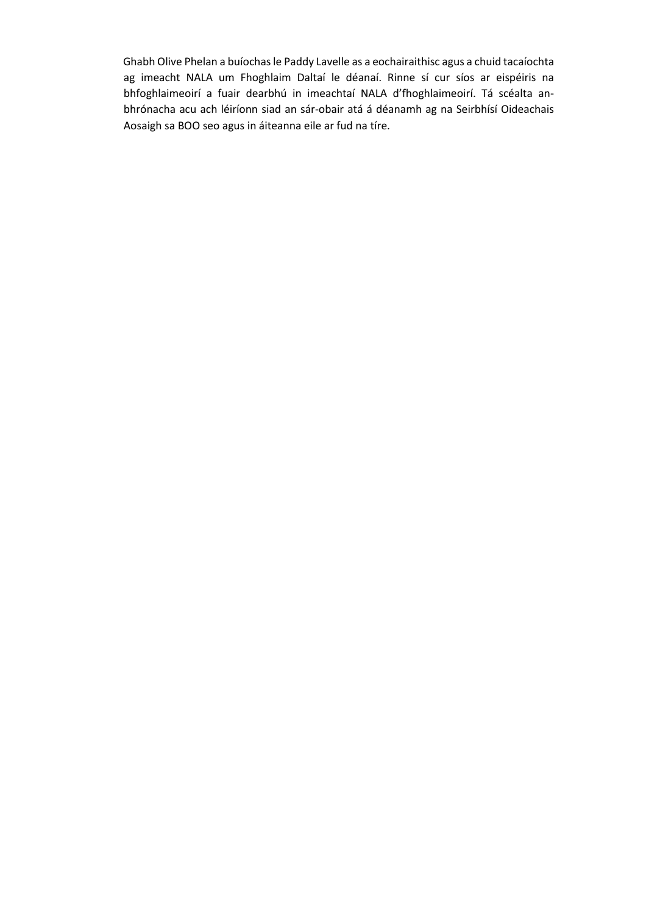Ghabh Olive Phelan a buíochas le Paddy Lavelle as a eochairaithisc agus a chuid tacaíochta ag imeacht NALA um Fhoghlaim Daltaí le déanaí. Rinne sí cur síos ar eispéiris na bhfoghlaimeoirí a fuair dearbhú in imeachtaí NALA d'fhoghlaimeoirí. Tá scéalta an-bhrónacha acu ach léiríonn siad an sár-obair atá á déanamh ag na Seirbhísí Oideachais Aosaigh sa BOO seo agus in áiteanna eile ar fud na tíre.